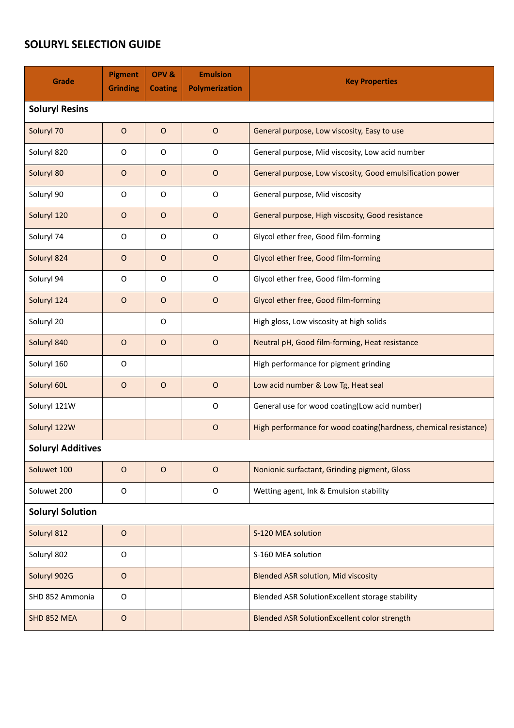# SOLURYL SELECTION GUIDE

| Grade | Pigment Grinding | OPV & Coating | Emulsion Polymerization | Key Properties |
|---|---|---|---|---|
| **Soluryl Resins** | | | | |
| Soluryl 70 | O | O | O | General purpose, Low viscosity, Easy to use |
| Soluryl 820 | O | O | O | General purpose, Mid viscosity, Low acid number |
| Soluryl 80 | O | O | O | General purpose, Low viscosity, Good emulsification power |
| Soluryl 90 | O | O | O | General purpose, Mid viscosity |
| Soluryl 120 | O | O | O | General purpose, High viscosity, Good resistance |
| Soluryl 74 | O | O | O | Glycol ether free, Good film-forming |
| Soluryl 824 | O | O | O | Glycol ether free, Good film-forming |
| Soluryl 94 | O | O | O | Glycol ether free, Good film-forming |
| Soluryl 124 | O | O | O | Glycol ether free, Good film-forming |
| Soluryl 20 | | O | | High gloss, Low viscosity at high solids |
| Soluryl 840 | O | O | O | Neutral pH, Good film-forming, Heat resistance |
| Soluryl 160 | O | | | High performance for pigment grinding |
| Soluryl 60L | O | O | O | Low acid number & Low Tg, Heat seal |
| Soluryl 121W | | | O | General use for wood coating(Low acid number) |
| Soluryl 122W | | | O | High performance for wood coating(hardness, chemical resistance) |
| **Soluryl Additives** | | | | |
| Soluwet 100 | O | O | O | Nonionic surfactant, Grinding pigment, Gloss |
| Soluwet 200 | O | | O | Wetting agent, Ink & Emulsion stability |
| **Soluryl Solution** | | | | |
| Soluryl 812 | O | | | S-120 MEA solution |
| Soluryl 802 | O | | | S-160 MEA solution |
| Soluryl 902G | O | | | Blended ASR solution, Mid viscosity |
| SHD 852 Ammonia | O | | | Blended ASR SolutionExcellent storage stability |
| SHD 852 MEA | O | | | Blended ASR SolutionExcellent color strength |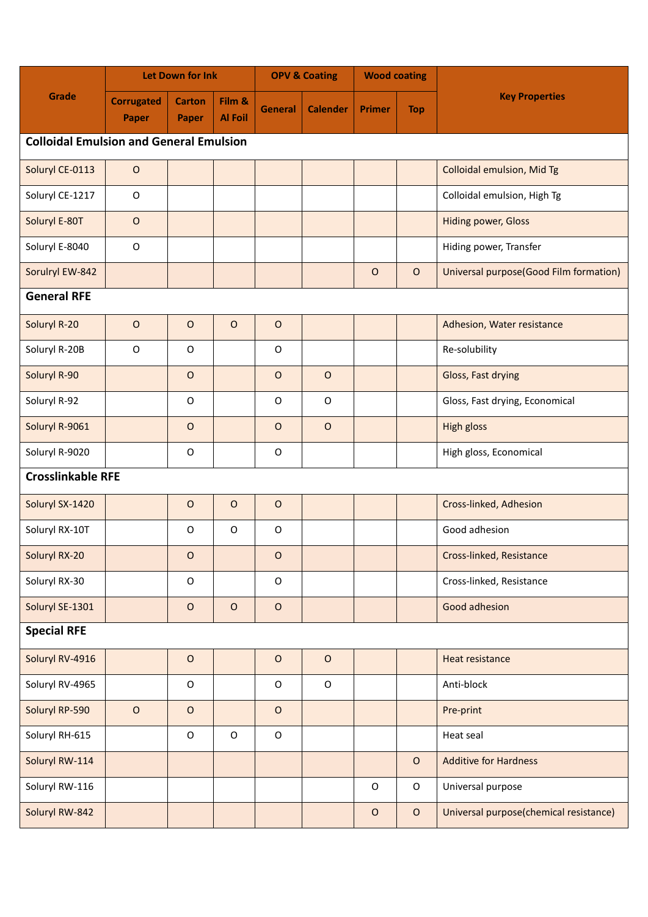| Grade | Let Down for Ink | | | OPV & Coating | | Wood coating | | Key Properties |
|---|---|---|---|---|---|---|---|---|
| | Corrugated Paper | Carton Paper | Film & Al Foil | General | Calender | Primer | Top | |
| **Colloidal Emulsion and General Emulsion** | | | | | | | | |
| Soluryl CE-0113 | O | | | | | | | Colloidal emulsion, Mid Tg |
| Soluryl CE-1217 | O | | | | | | | Colloidal emulsion, High Tg |
| Soluryl E-80T | O | | | | | | | Hiding power, Gloss |
| Soluryl E-8040 | O | | | | | | | Hiding power, Transfer |
| Sorulryl EW-842 | | | | | | O | O | Universal purpose(Good Film formation) |
| **General RFE** | | | | | | | | |
| Soluryl R-20 | O | O | O | O | | | | Adhesion, Water resistance |
| Soluryl R-20B | O | O | | O | | | | Re-solubility |
| Soluryl R-90 | | O | | O | O | | | Gloss, Fast drying |
| Soluryl R-92 | | O | | O | O | | | Gloss, Fast drying, Economical |
| Soluryl R-9061 | | O | | O | O | | | High gloss |
| Soluryl R-9020 | | O | | O | | | | High gloss, Economical |
| **Crosslinkable RFE** | | | | | | | | |
| Soluryl SX-1420 | | O | O | O | | | | Cross-linked, Adhesion |
| Soluryl RX-10T | | O | O | O | | | | Good adhesion |
| Soluryl RX-20 | | O | | O | | | | Cross-linked, Resistance |
| Soluryl RX-30 | | O | | O | | | | Cross-linked, Resistance |
| Soluryl SE-1301 | | O | O | O | | | | Good adhesion |
| **Special RFE** | | | | | | | | |
| Soluryl RV-4916 | | O | | O | O | | | Heat resistance |
| Soluryl RV-4965 | | O | | O | O | | | Anti-block |
| Soluryl RP-590 | O | O | | O | | | | Pre-print |
| Soluryl RH-615 | | O | O | O | | | | Heat seal |
| Soluryl RW-114 | | | | | | | O | Additive for Hardness |
| Soluryl RW-116 | | | | | | O | O | Universal purpose |
| Soluryl RW-842 | | | | | | O | O | Universal purpose(chemical resistance) |